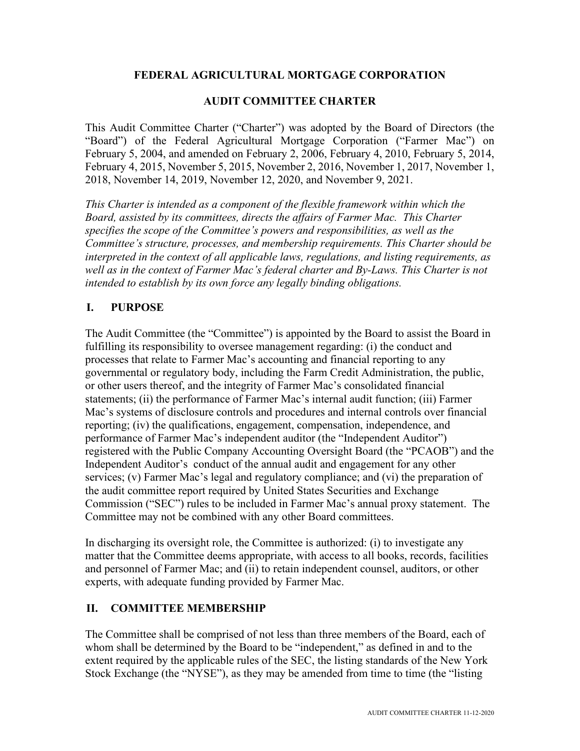# FEDERAL AGRICULTURAL MORTGAGE CORPORATION

## AUDIT COMMITTEE CHARTER

This Audit Committee Charter ("Charter") was adopted by the Board of Directors (the "Board") of the Federal Agricultural Mortgage Corporation ("Farmer Mac") on February 5, 2004, and amended on February 2, 2006, February 4, 2010, February 5, 2014, February 4, 2015, November 5, 2015, November 2, 2016, November 1, 2017, November 1, 2018, November 14, 2019, November 12, 2020, and November 9, 2021.

*This Charter is intended as a component of the flexible framework within which the Board, assisted by its committees, directs the affairs of Farmer Mac. This Charter specifies the scope of the Committee's powers and responsibilities, as well as the Committee's structure, processes, and membership requirements. This Charter should be interpreted in the context of all applicable laws, regulations, and listing requirements, as well as in the context of Farmer Mac's federal charter and By-Laws. This Charter is not intended to establish by its own force any legally binding obligations.*

## I. PURPOSE

The Audit Committee (the "Committee") is appointed by the Board to assist the Board in fulfilling its responsibility to oversee management regarding: (i) the conduct and processes that relate to Farmer Mac's accounting and financial reporting to any governmental or regulatory body, including the Farm Credit Administration, the public, or other users thereof, and the integrity of Farmer Mac's consolidated financial statements; (ii) the performance of Farmer Mac's internal audit function; (iii) Farmer Mac's systems of disclosure controls and procedures and internal controls over financial reporting; (iv) the qualifications, engagement, compensation, independence, and performance of Farmer Mac's independent auditor (the "Independent Auditor") registered with the Public Company Accounting Oversight Board (the "PCAOB") and the Independent Auditor's conduct of the annual audit and engagement for any other services; (v) Farmer Mac's legal and regulatory compliance; and (vi) the preparation of the audit committee report required by United States Securities and Exchange Commission ("SEC") rules to be included in Farmer Mac's annual proxy statement. The Committee may not be combined with any other Board committees.

In discharging its oversight role, the Committee is authorized: (i) to investigate any matter that the Committee deems appropriate, with access to all books, records, facilities and personnel of Farmer Mac; and (ii) to retain independent counsel, auditors, or other experts, with adequate funding provided by Farmer Mac.

## II. COMMITTEE MEMBERSHIP

The Committee shall be comprised of not less than three members of the Board, each of whom shall be determined by the Board to be "independent," as defined in and to the extent required by the applicable rules of the SEC, the listing standards of the New York Stock Exchange (the "NYSE"), as they may be amended from time to time (the "listing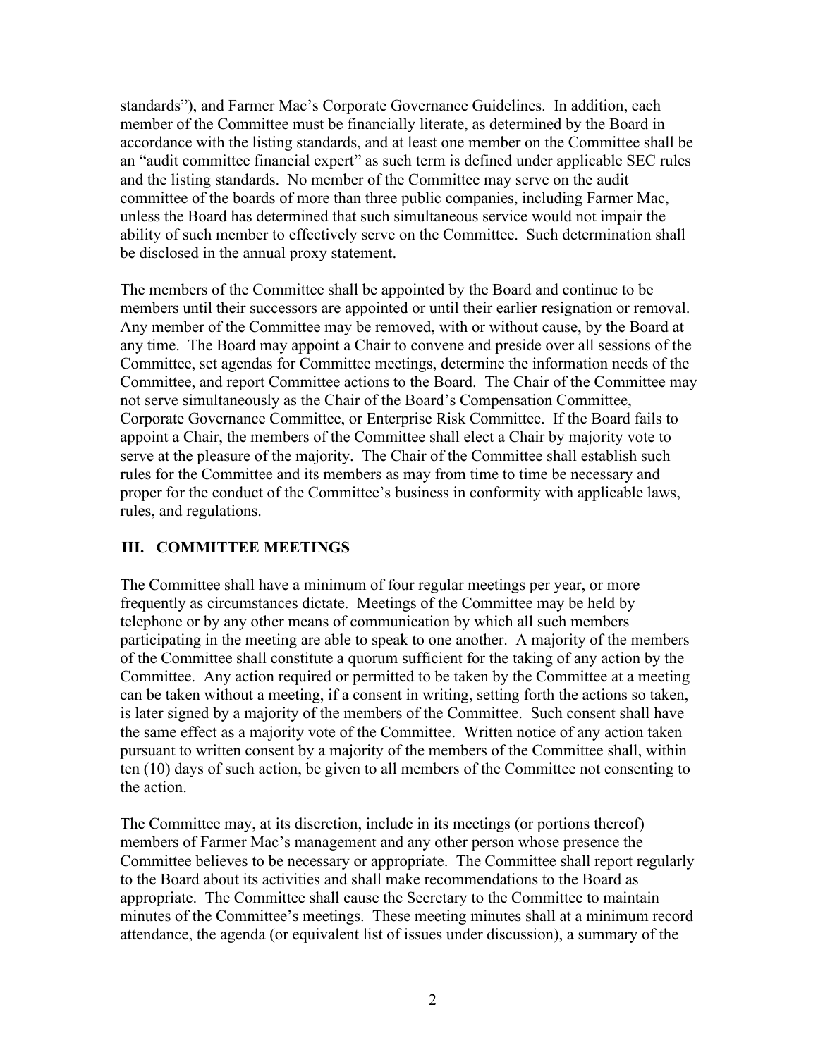standards"), and Farmer Mac's Corporate Governance Guidelines. In addition, each member of the Committee must be financially literate, as determined by the Board in accordance with the listing standards, and at least one member on the Committee shall be an "audit committee financial expert" as such term is defined under applicable SEC rules and the listing standards. No member of the Committee may serve on the audit committee of the boards of more than three public companies, including Farmer Mac, unless the Board has determined that such simultaneous service would not impair the ability of such member to effectively serve on the Committee. Such determination shall be disclosed in the annual proxy statement.

The members of the Committee shall be appointed by the Board and continue to be members until their successors are appointed or until their earlier resignation or removal. Any member of the Committee may be removed, with or without cause, by the Board at any time. The Board may appoint a Chair to convene and preside over all sessions of the Committee, set agendas for Committee meetings, determine the information needs of the Committee, and report Committee actions to the Board. The Chair of the Committee may not serve simultaneously as the Chair of the Board's Compensation Committee, Corporate Governance Committee, or Enterprise Risk Committee. If the Board fails to appoint a Chair, the members of the Committee shall elect a Chair by majority vote to serve at the pleasure of the majority. The Chair of the Committee shall establish such rules for the Committee and its members as may from time to time be necessary and proper for the conduct of the Committee's business in conformity with applicable laws, rules, and regulations.

## III. COMMITTEE MEETINGS

The Committee shall have a minimum of four regular meetings per year, or more frequently as circumstances dictate. Meetings of the Committee may be held by telephone or by any other means of communication by which all such members participating in the meeting are able to speak to one another. A majority of the members of the Committee shall constitute a quorum sufficient for the taking of any action by the Committee. Any action required or permitted to be taken by the Committee at a meeting can be taken without a meeting, if a consent in writing, setting forth the actions so taken, is later signed by a majority of the members of the Committee. Such consent shall have the same effect as a majority vote of the Committee. Written notice of any action taken pursuant to written consent by a majority of the members of the Committee shall, within ten (10) days of such action, be given to all members of the Committee not consenting to the action.

The Committee may, at its discretion, include in its meetings (or portions thereof) members of Farmer Mac's management and any other person whose presence the Committee believes to be necessary or appropriate. The Committee shall report regularly to the Board about its activities and shall make recommendations to the Board as appropriate. The Committee shall cause the Secretary to the Committee to maintain minutes of the Committee's meetings. These meeting minutes shall at a minimum record attendance, the agenda (or equivalent list of issues under discussion), a summary of the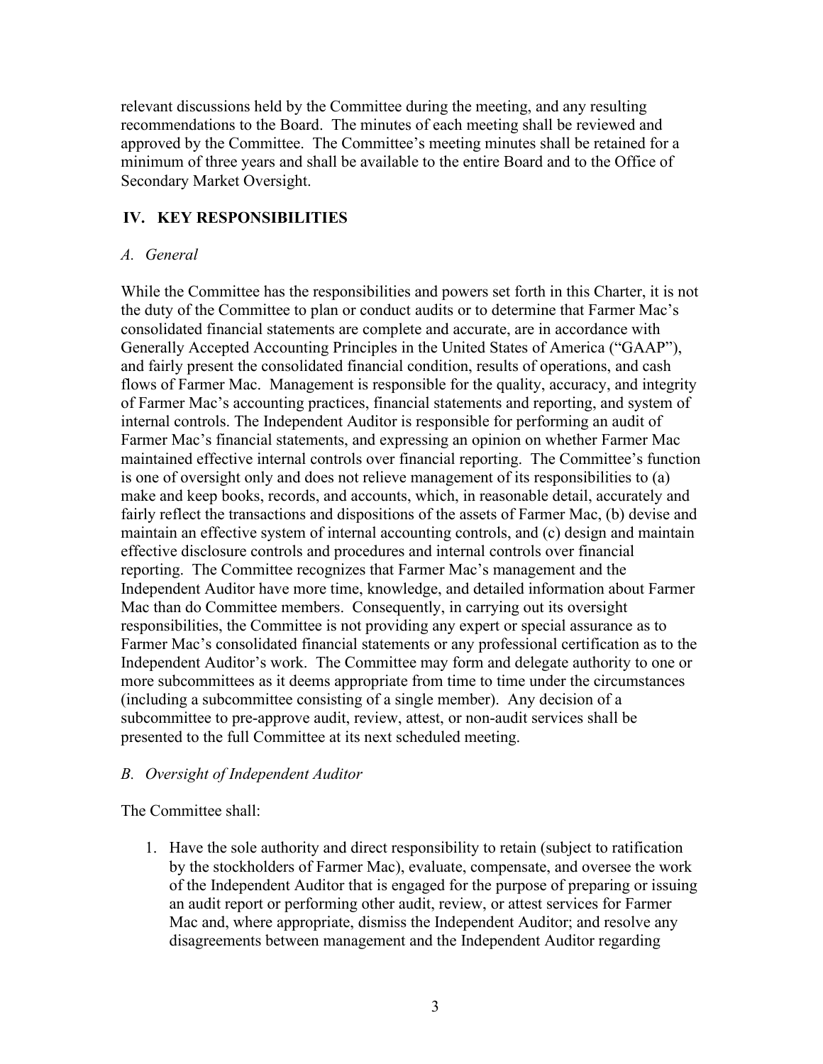relevant discussions held by the Committee during the meeting, and any resulting recommendations to the Board. The minutes of each meeting shall be reviewed and approved by the Committee. The Committee's meeting minutes shall be retained for a minimum of three years and shall be available to the entire Board and to the Office of Secondary Market Oversight.

## IV. KEY RESPONSIBILITIES

### *A. General*

While the Committee has the responsibilities and powers set forth in this Charter, it is not the duty of the Committee to plan or conduct audits or to determine that Farmer Mac's consolidated financial statements are complete and accurate, are in accordance with Generally Accepted Accounting Principles in the United States of America ("GAAP"), and fairly present the consolidated financial condition, results of operations, and cash flows of Farmer Mac. Management is responsible for the quality, accuracy, and integrity of Farmer Mac's accounting practices, financial statements and reporting, and system of internal controls. The Independent Auditor is responsible for performing an audit of Farmer Mac's financial statements, and expressing an opinion on whether Farmer Mac maintained effective internal controls over financial reporting. The Committee's function is one of oversight only and does not relieve management of its responsibilities to (a) make and keep books, records, and accounts, which, in reasonable detail, accurately and fairly reflect the transactions and dispositions of the assets of Farmer Mac, (b) devise and maintain an effective system of internal accounting controls, and (c) design and maintain effective disclosure controls and procedures and internal controls over financial reporting. The Committee recognizes that Farmer Mac's management and the Independent Auditor have more time, knowledge, and detailed information about Farmer Mac than do Committee members. Consequently, in carrying out its oversight responsibilities, the Committee is not providing any expert or special assurance as to Farmer Mac's consolidated financial statements or any professional certification as to the Independent Auditor's work. The Committee may form and delegate authority to one or more subcommittees as it deems appropriate from time to time under the circumstances (including a subcommittee consisting of a single member). Any decision of a subcommittee to pre-approve audit, review, attest, or non-audit services shall be presented to the full Committee at its next scheduled meeting.

### *B. Oversight of Independent Auditor*

The Committee shall:

1. Have the sole authority and direct responsibility to retain (subject to ratification by the stockholders of Farmer Mac), evaluate, compensate, and oversee the work of the Independent Auditor that is engaged for the purpose of preparing or issuing an audit report or performing other audit, review, or attest services for Farmer Mac and, where appropriate, dismiss the Independent Auditor; and resolve any disagreements between management and the Independent Auditor regarding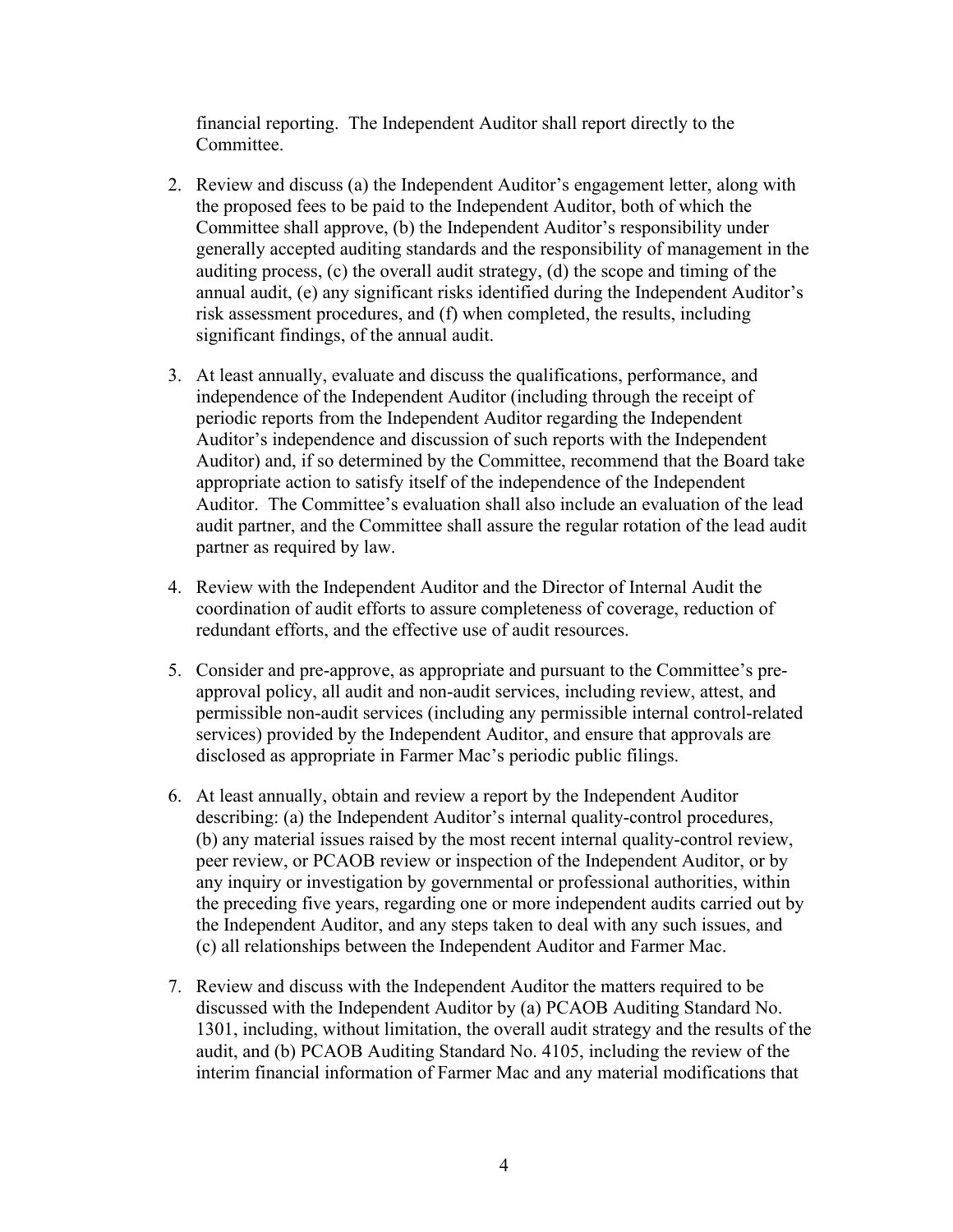financial reporting. The Independent Auditor shall report directly to the Committee.

2. Review and discuss (a) the Independent Auditor's engagement letter, along with the proposed fees to be paid to the Independent Auditor, both of which the Committee shall approve, (b) the Independent Auditor's responsibility under generally accepted auditing standards and the responsibility of management in the auditing process, (c) the overall audit strategy, (d) the scope and timing of the annual audit, (e) any significant risks identified during the Independent Auditor's risk assessment procedures, and (f) when completed, the results, including significant findings, of the annual audit.

3. At least annually, evaluate and discuss the qualifications, performance, and independence of the Independent Auditor (including through the receipt of periodic reports from the Independent Auditor regarding the Independent Auditor's independence and discussion of such reports with the Independent Auditor) and, if so determined by the Committee, recommend that the Board take appropriate action to satisfy itself of the independence of the Independent Auditor. The Committee's evaluation shall also include an evaluation of the lead audit partner, and the Committee shall assure the regular rotation of the lead audit partner as required by law.

4. Review with the Independent Auditor and the Director of Internal Audit the coordination of audit efforts to assure completeness of coverage, reduction of redundant efforts, and the effective use of audit resources.

5. Consider and pre-approve, as appropriate and pursuant to the Committee's pre-approval policy, all audit and non-audit services, including review, attest, and permissible non-audit services (including any permissible internal control-related services) provided by the Independent Auditor, and ensure that approvals are disclosed as appropriate in Farmer Mac's periodic public filings.

6. At least annually, obtain and review a report by the Independent Auditor describing: (a) the Independent Auditor's internal quality-control procedures, (b) any material issues raised by the most recent internal quality-control review, peer review, or PCAOB review or inspection of the Independent Auditor, or by any inquiry or investigation by governmental or professional authorities, within the preceding five years, regarding one or more independent audits carried out by the Independent Auditor, and any steps taken to deal with any such issues, and (c) all relationships between the Independent Auditor and Farmer Mac.

7. Review and discuss with the Independent Auditor the matters required to be discussed with the Independent Auditor by (a) PCAOB Auditing Standard No. 1301, including, without limitation, the overall audit strategy and the results of the audit, and (b) PCAOB Auditing Standard No. 4105, including the review of the interim financial information of Farmer Mac and any material modifications that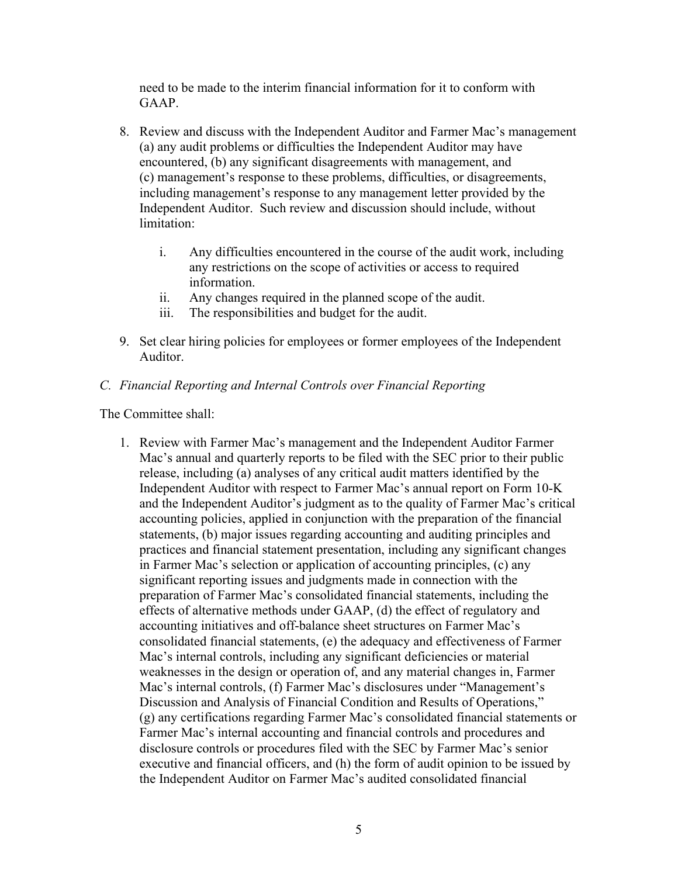need to be made to the interim financial information for it to conform with GAAP.

8. Review and discuss with the Independent Auditor and Farmer Mac's management (a) any audit problems or difficulties the Independent Auditor may have encountered, (b) any significant disagreements with management, and (c) management's response to these problems, difficulties, or disagreements, including management's response to any management letter provided by the Independent Auditor. Such review and discussion should include, without limitation:

   i. Any difficulties encountered in the course of the audit work, including any restrictions on the scope of activities or access to required information.
   ii. Any changes required in the planned scope of the audit.
   iii. The responsibilities and budget for the audit.

9. Set clear hiring policies for employees or former employees of the Independent Auditor.

*C. Financial Reporting and Internal Controls over Financial Reporting*

The Committee shall:

1. Review with Farmer Mac's management and the Independent Auditor Farmer Mac's annual and quarterly reports to be filed with the SEC prior to their public release, including (a) analyses of any critical audit matters identified by the Independent Auditor with respect to Farmer Mac's annual report on Form 10-K and the Independent Auditor's judgment as to the quality of Farmer Mac's critical accounting policies, applied in conjunction with the preparation of the financial statements, (b) major issues regarding accounting and auditing principles and practices and financial statement presentation, including any significant changes in Farmer Mac's selection or application of accounting principles, (c) any significant reporting issues and judgments made in connection with the preparation of Farmer Mac's consolidated financial statements, including the effects of alternative methods under GAAP, (d) the effect of regulatory and accounting initiatives and off-balance sheet structures on Farmer Mac's consolidated financial statements, (e) the adequacy and effectiveness of Farmer Mac's internal controls, including any significant deficiencies or material weaknesses in the design or operation of, and any material changes in, Farmer Mac's internal controls, (f) Farmer Mac's disclosures under "Management's Discussion and Analysis of Financial Condition and Results of Operations," (g) any certifications regarding Farmer Mac's consolidated financial statements or Farmer Mac's internal accounting and financial controls and procedures and disclosure controls or procedures filed with the SEC by Farmer Mac's senior executive and financial officers, and (h) the form of audit opinion to be issued by the Independent Auditor on Farmer Mac's audited consolidated financial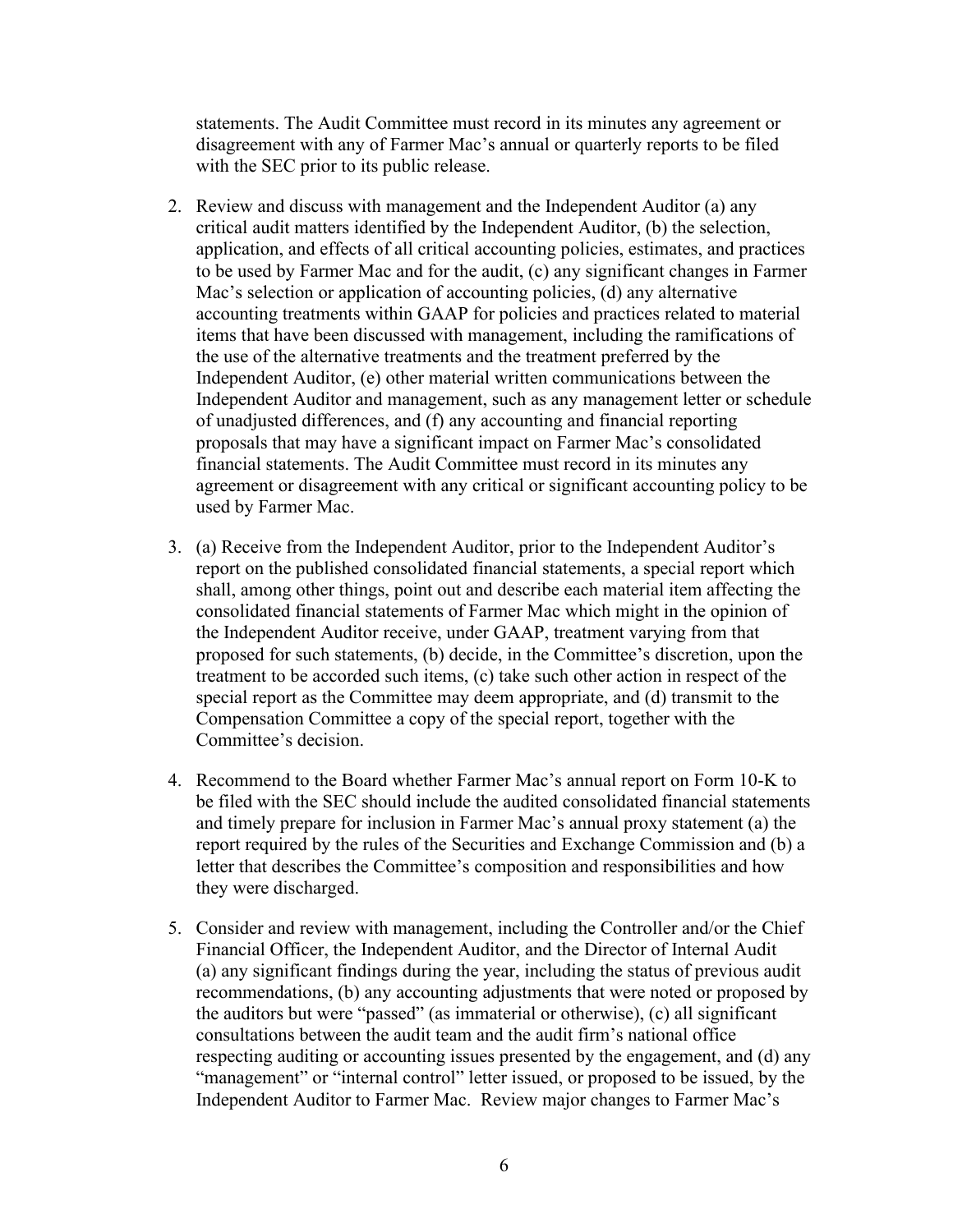statements. The Audit Committee must record in its minutes any agreement or disagreement with any of Farmer Mac's annual or quarterly reports to be filed with the SEC prior to its public release.

2. Review and discuss with management and the Independent Auditor (a) any critical audit matters identified by the Independent Auditor, (b) the selection, application, and effects of all critical accounting policies, estimates, and practices to be used by Farmer Mac and for the audit, (c) any significant changes in Farmer Mac's selection or application of accounting policies, (d) any alternative accounting treatments within GAAP for policies and practices related to material items that have been discussed with management, including the ramifications of the use of the alternative treatments and the treatment preferred by the Independent Auditor, (e) other material written communications between the Independent Auditor and management, such as any management letter or schedule of unadjusted differences, and (f) any accounting and financial reporting proposals that may have a significant impact on Farmer Mac's consolidated financial statements. The Audit Committee must record in its minutes any agreement or disagreement with any critical or significant accounting policy to be used by Farmer Mac.

3. (a) Receive from the Independent Auditor, prior to the Independent Auditor's report on the published consolidated financial statements, a special report which shall, among other things, point out and describe each material item affecting the consolidated financial statements of Farmer Mac which might in the opinion of the Independent Auditor receive, under GAAP, treatment varying from that proposed for such statements, (b) decide, in the Committee's discretion, upon the treatment to be accorded such items, (c) take such other action in respect of the special report as the Committee may deem appropriate, and (d) transmit to the Compensation Committee a copy of the special report, together with the Committee's decision.

4. Recommend to the Board whether Farmer Mac's annual report on Form 10-K to be filed with the SEC should include the audited consolidated financial statements and timely prepare for inclusion in Farmer Mac's annual proxy statement (a) the report required by the rules of the Securities and Exchange Commission and (b) a letter that describes the Committee's composition and responsibilities and how they were discharged.

5. Consider and review with management, including the Controller and/or the Chief Financial Officer, the Independent Auditor, and the Director of Internal Audit (a) any significant findings during the year, including the status of previous audit recommendations, (b) any accounting adjustments that were noted or proposed by the auditors but were "passed" (as immaterial or otherwise), (c) all significant consultations between the audit team and the audit firm's national office respecting auditing or accounting issues presented by the engagement, and (d) any "management" or "internal control" letter issued, or proposed to be issued, by the Independent Auditor to Farmer Mac. Review major changes to Farmer Mac's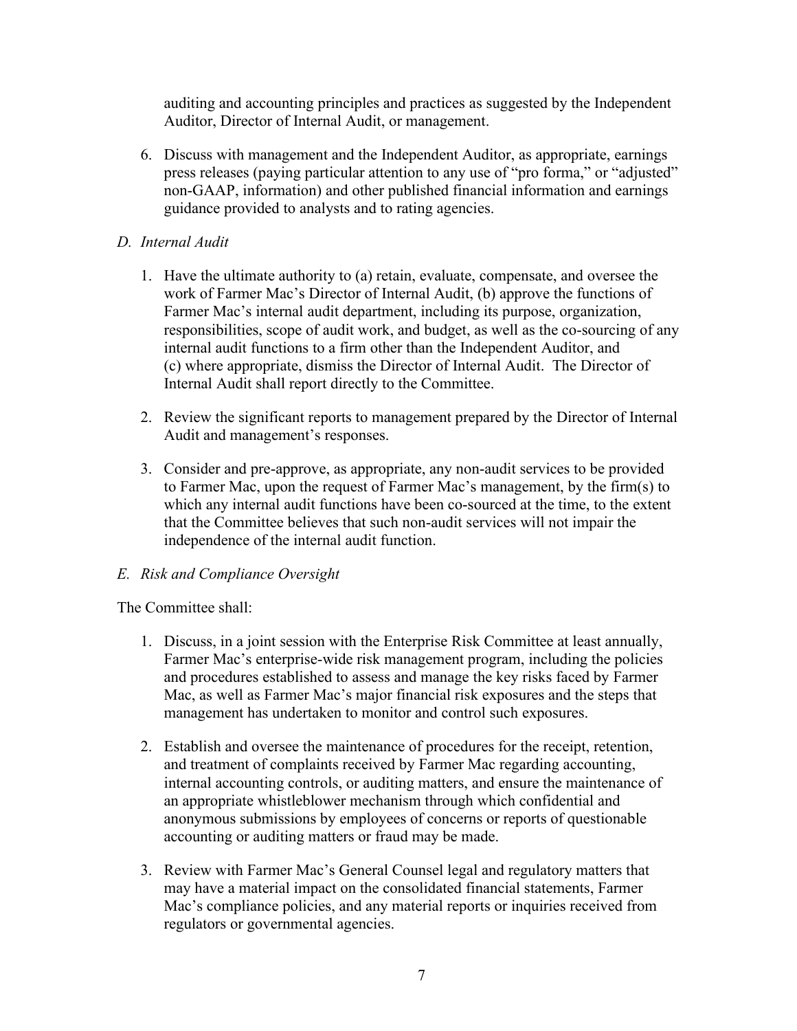auditing and accounting principles and practices as suggested by the Independent Auditor, Director of Internal Audit, or management.

6. Discuss with management and the Independent Auditor, as appropriate, earnings press releases (paying particular attention to any use of "pro forma," or "adjusted" non-GAAP, information) and other published financial information and earnings guidance provided to analysts and to rating agencies.

*D. Internal Audit*

1. Have the ultimate authority to (a) retain, evaluate, compensate, and oversee the work of Farmer Mac's Director of Internal Audit, (b) approve the functions of Farmer Mac's internal audit department, including its purpose, organization, responsibilities, scope of audit work, and budget, as well as the co-sourcing of any internal audit functions to a firm other than the Independent Auditor, and (c) where appropriate, dismiss the Director of Internal Audit. The Director of Internal Audit shall report directly to the Committee.

2. Review the significant reports to management prepared by the Director of Internal Audit and management's responses.

3. Consider and pre-approve, as appropriate, any non-audit services to be provided to Farmer Mac, upon the request of Farmer Mac's management, by the firm(s) to which any internal audit functions have been co-sourced at the time, to the extent that the Committee believes that such non-audit services will not impair the independence of the internal audit function.

*E. Risk and Compliance Oversight*

The Committee shall:

1. Discuss, in a joint session with the Enterprise Risk Committee at least annually, Farmer Mac's enterprise-wide risk management program, including the policies and procedures established to assess and manage the key risks faced by Farmer Mac, as well as Farmer Mac's major financial risk exposures and the steps that management has undertaken to monitor and control such exposures.

2. Establish and oversee the maintenance of procedures for the receipt, retention, and treatment of complaints received by Farmer Mac regarding accounting, internal accounting controls, or auditing matters, and ensure the maintenance of an appropriate whistleblower mechanism through which confidential and anonymous submissions by employees of concerns or reports of questionable accounting or auditing matters or fraud may be made.

3. Review with Farmer Mac's General Counsel legal and regulatory matters that may have a material impact on the consolidated financial statements, Farmer Mac's compliance policies, and any material reports or inquiries received from regulators or governmental agencies.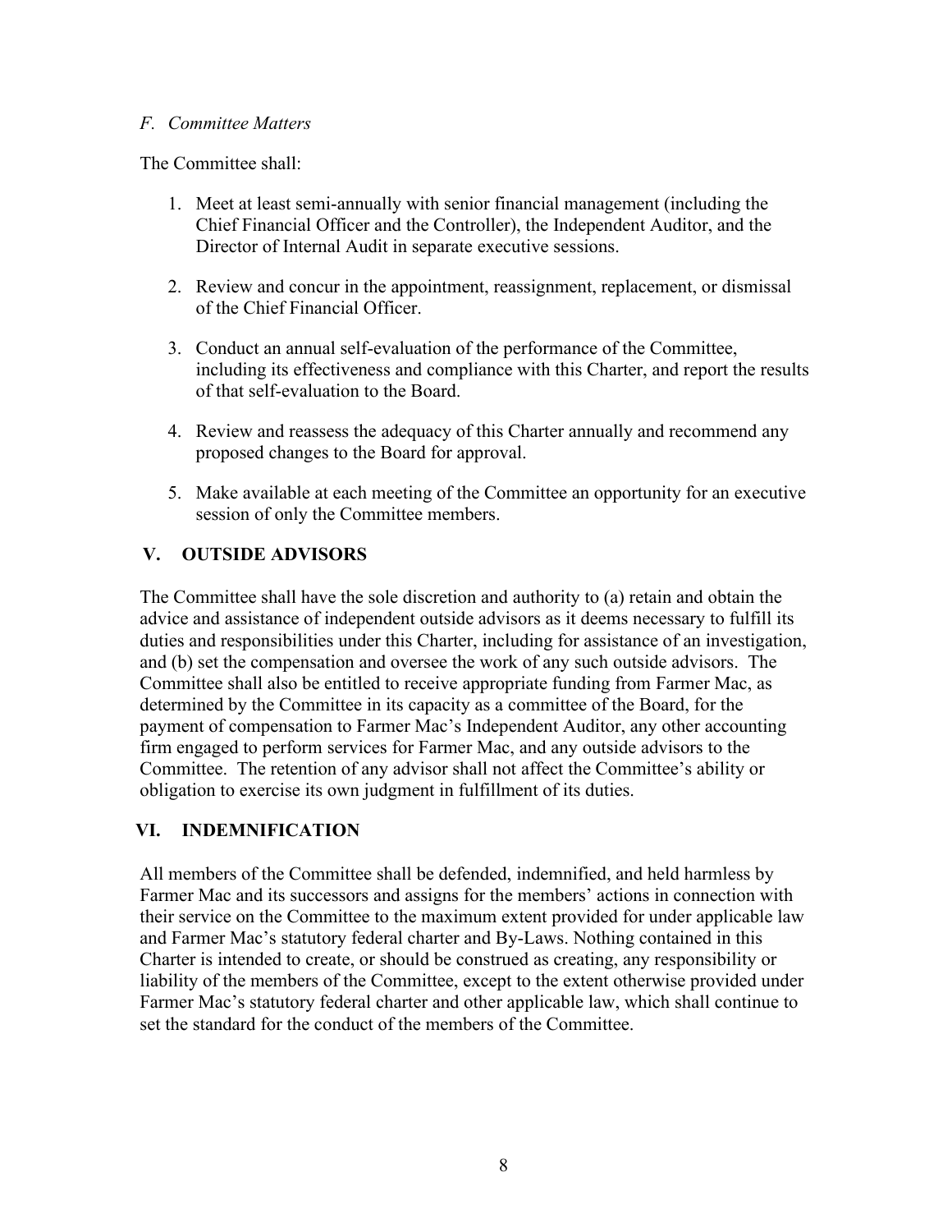### *F. Committee Matters*

The Committee shall:

1. Meet at least semi-annually with senior financial management (including the Chief Financial Officer and the Controller), the Independent Auditor, and the Director of Internal Audit in separate executive sessions.

2. Review and concur in the appointment, reassignment, replacement, or dismissal of the Chief Financial Officer.

3. Conduct an annual self-evaluation of the performance of the Committee, including its effectiveness and compliance with this Charter, and report the results of that self-evaluation to the Board.

4. Review and reassess the adequacy of this Charter annually and recommend any proposed changes to the Board for approval.

5. Make available at each meeting of the Committee an opportunity for an executive session of only the Committee members.

## V. OUTSIDE ADVISORS

The Committee shall have the sole discretion and authority to (a) retain and obtain the advice and assistance of independent outside advisors as it deems necessary to fulfill its duties and responsibilities under this Charter, including for assistance of an investigation, and (b) set the compensation and oversee the work of any such outside advisors. The Committee shall also be entitled to receive appropriate funding from Farmer Mac, as determined by the Committee in its capacity as a committee of the Board, for the payment of compensation to Farmer Mac's Independent Auditor, any other accounting firm engaged to perform services for Farmer Mac, and any outside advisors to the Committee. The retention of any advisor shall not affect the Committee's ability or obligation to exercise its own judgment in fulfillment of its duties.

## VI. INDEMNIFICATION

All members of the Committee shall be defended, indemnified, and held harmless by Farmer Mac and its successors and assigns for the members' actions in connection with their service on the Committee to the maximum extent provided for under applicable law and Farmer Mac's statutory federal charter and By-Laws. Nothing contained in this Charter is intended to create, or should be construed as creating, any responsibility or liability of the members of the Committee, except to the extent otherwise provided under Farmer Mac's statutory federal charter and other applicable law, which shall continue to set the standard for the conduct of the members of the Committee.